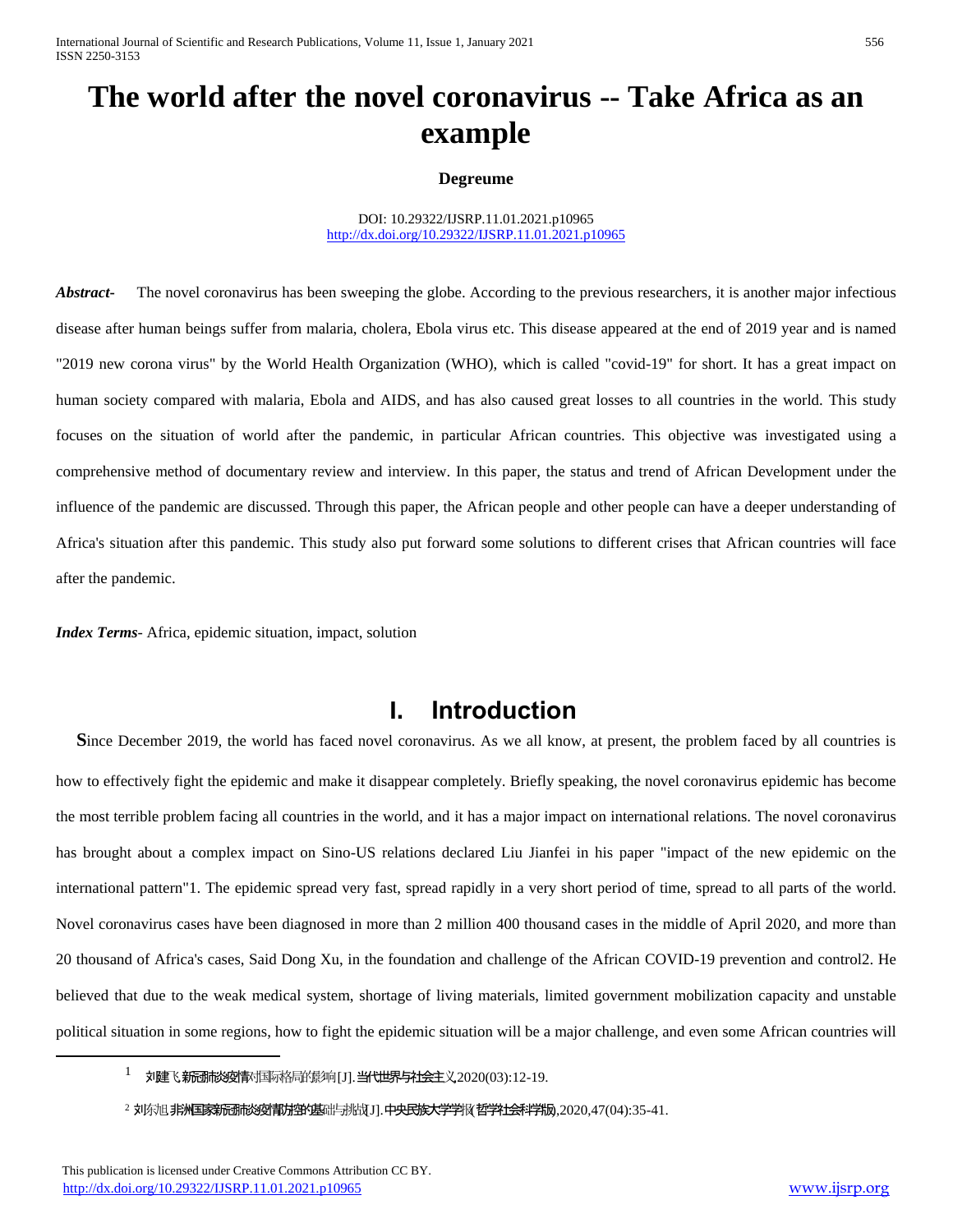# The world after the novel coronavirus -- Take Africa as an example

**Degreume**

DOI: 10.29322/IJSRP.11.01.2021.p10965
http://dx.doi.org/10.29322/IJSRP.11.01.2021.p10965

***Abstract-*** The novel coronavirus has been sweeping the globe. According to the previous researchers, it is another major infectious disease after human beings suffer from malaria, cholera, Ebola virus etc. This disease appeared at the end of 2019 year and is named "2019 new corona virus" by the World Health Organization (WHO), which is called "covid-19" for short. It has a great impact on human society compared with malaria, Ebola and AIDS, and has also caused great losses to all countries in the world. This study focuses on the situation of world after the pandemic, in particular African countries. This objective was investigated using a comprehensive method of documentary review and interview. In this paper, the status and trend of African Development under the influence of the pandemic are discussed. Through this paper, the African people and other people can have a deeper understanding of Africa's situation after this pandemic. This study also put forward some solutions to different crises that African countries will face after the pandemic.

***Index Terms***- Africa, epidemic situation, impact, solution

## I. Introduction

Since December 2019, the world has faced novel coronavirus. As we all know, at present, the problem faced by all countries is how to effectively fight the epidemic and make it disappear completely. Briefly speaking, the novel coronavirus epidemic has become the most terrible problem facing all countries in the world, and it has a major impact on international relations. The novel coronavirus has brought about a complex impact on Sino-US relations declared Liu Jianfei in his paper "impact of the new epidemic on the international pattern"[1]. The epidemic spread very fast, spread rapidly in a very short period of time, spread to all parts of the world. Novel coronavirus cases have been diagnosed in more than 2 million 400 thousand cases in the middle of April 2020, and more than 20 thousand of Africa's cases, Said Dong Xu, in the foundation and challenge of the African COVID-19 prevention and control[2]. He believed that due to the weak medical system, shortage of living materials, limited government mobilization capacity and unstable political situation in some regions, how to fight the epidemic situation will be a major challenge, and even some African countries will

---

[1] 刘建飞.新冠肺炎疫情对国际格局的影响[J].当代世界与社会主义,2020(03):12-19.

[2] 刘东旭.非洲国家新冠肺炎疫情防控的基础与挑战[J].中央民族大学学报(哲学社会科学版),2020,47(04):35-41.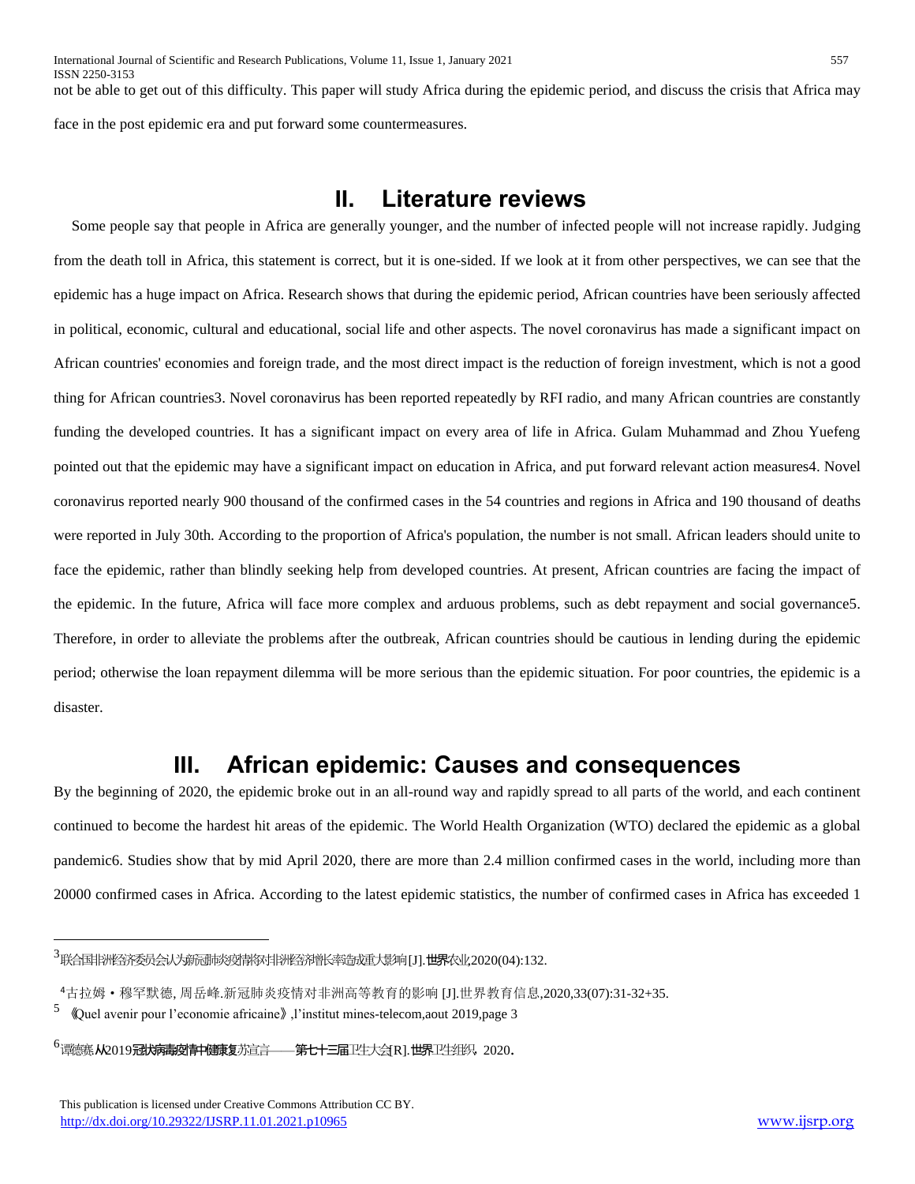not be able to get out of this difficulty. This paper will study Africa during the epidemic period, and discuss the crisis that Africa may face in the post epidemic era and put forward some countermeasures.

## II. Literature reviews

Some people say that people in Africa are generally younger, and the number of infected people will not increase rapidly. Judging from the death toll in Africa, this statement is correct, but it is one-sided. If we look at it from other perspectives, we can see that the epidemic has a huge impact on Africa. Research shows that during the epidemic period, African countries have been seriously affected in political, economic, cultural and educational, social life and other aspects. The novel coronavirus has made a significant impact on African countries' economies and foreign trade, and the most direct impact is the reduction of foreign investment, which is not a good thing for African countries[3]. Novel coronavirus has been reported repeatedly by RFI radio, and many African countries are constantly funding the developed countries. It has a significant impact on every area of life in Africa. Gulam Muhammad and Zhou Yuefeng pointed out that the epidemic may have a significant impact on education in Africa, and put forward relevant action measures[4]. Novel coronavirus reported nearly 900 thousand of the confirmed cases in the 54 countries and regions in Africa and 190 thousand of deaths were reported in July 30th. According to the proportion of Africa's population, the number is not small. African leaders should unite to face the epidemic, rather than blindly seeking help from developed countries. At present, African countries are facing the impact of the epidemic. In the future, Africa will face more complex and arduous problems, such as debt repayment and social governance[5]. Therefore, in order to alleviate the problems after the outbreak, African countries should be cautious in lending during the epidemic period; otherwise the loan repayment dilemma will be more serious than the epidemic situation. For poor countries, the epidemic is a disaster.

## III. African epidemic: Causes and consequences

By the beginning of 2020, the epidemic broke out in an all-round way and rapidly spread to all parts of the world, and each continent continued to become the hardest hit areas of the epidemic. The World Health Organization (WTO) declared the epidemic as a global pandemic[6]. Studies show that by mid April 2020, there are more than 2.4 million confirmed cases in the world, including more than 20000 confirmed cases in Africa. According to the latest epidemic statistics, the number of confirmed cases in Africa has exceeded 1

---

[3] 联合国非洲经济委员会认为新冠肺炎疫情将对非洲经济增长率造成重大影响[J].世界农业,2020(04):132.

[4] 古拉姆・穆罕默德, 周岳峰.新冠肺炎疫情对非洲高等教育的影响 [J].世界教育信息,2020,33(07):31-32+35.

[5] 《Quel avenir pour l'economie africaine》,l'institut mines-telecom,aout 2019,page 3

[6] 谭德塞.从2019冠状病毒疫情中健康复苏宣言——第七十三届卫生大会[R].世界卫生组织，2020.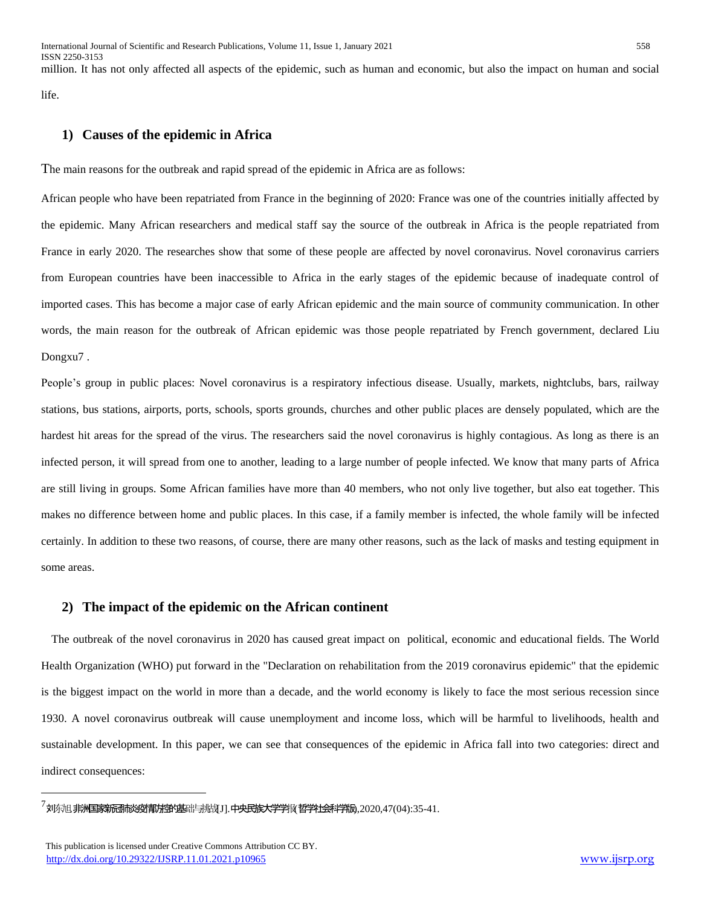million. It has not only affected all aspects of the epidemic, such as human and economic, but also the impact on human and social life.

### 1) Causes of the epidemic in Africa

The main reasons for the outbreak and rapid spread of the epidemic in Africa are as follows:

African people who have been repatriated from France in the beginning of 2020: France was one of the countries initially affected by the epidemic. Many African researchers and medical staff say the source of the outbreak in Africa is the people repatriated from France in early 2020. The researches show that some of these people are affected by novel coronavirus. Novel coronavirus carriers from European countries have been inaccessible to Africa in the early stages of the epidemic because of inadequate control of imported cases. This has become a major case of early African epidemic and the main source of community communication. In other words, the main reason for the outbreak of African epidemic was those people repatriated by French government, declared Liu Dongxu[7] .

People's group in public places: Novel coronavirus is a respiratory infectious disease. Usually, markets, nightclubs, bars, railway stations, bus stations, airports, ports, schools, sports grounds, churches and other public places are densely populated, which are the hardest hit areas for the spread of the virus. The researchers said the novel coronavirus is highly contagious. As long as there is an infected person, it will spread from one to another, leading to a large number of people infected. We know that many parts of Africa are still living in groups. Some African families have more than 40 members, who not only live together, but also eat together. This makes no difference between home and public places. In this case, if a family member is infected, the whole family will be infected certainly. In addition to these two reasons, of course, there are many other reasons, such as the lack of masks and testing equipment in some areas.

### 2) The impact of the epidemic on the African continent

The outbreak of the novel coronavirus in 2020 has caused great impact on political, economic and educational fields. The World Health Organization (WHO) put forward in the "Declaration on rehabilitation from the 2019 coronavirus epidemic" that the epidemic is the biggest impact on the world in more than a decade, and the world economy is likely to face the most serious recession since 1930. A novel coronavirus outbreak will cause unemployment and income loss, which will be harmful to livelihoods, health and sustainable development. In this paper, we can see that consequences of the epidemic in Africa fall into two categories: direct and indirect consequences:

---

[7] 刘东旭.非洲国家新冠肺炎疫情防控的基础与挑战[J].中央民族大学学报(哲学社会科学版),2020,47(04):35-41.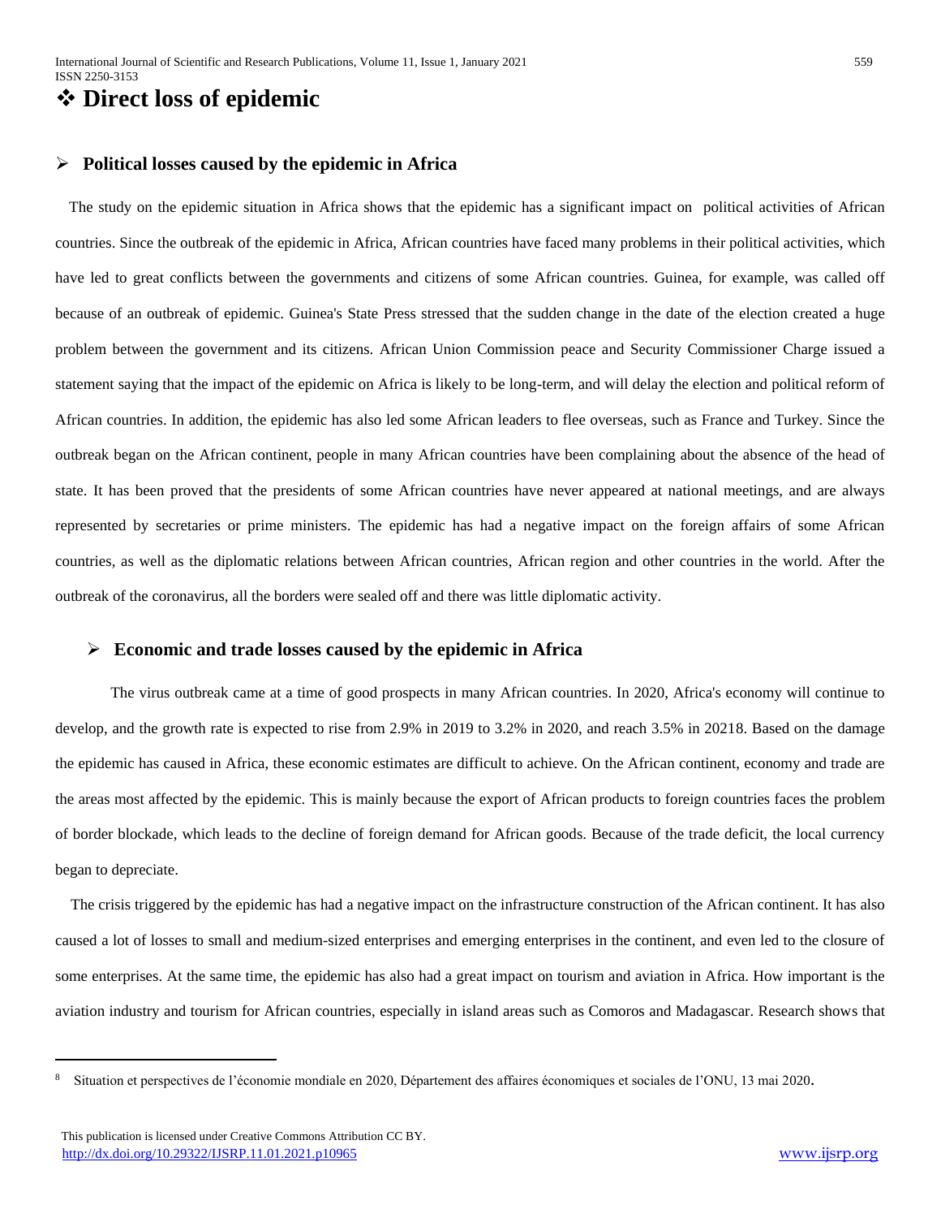# ❖ Direct loss of epidemic

## ➢ Political losses caused by the epidemic in Africa

The study on the epidemic situation in Africa shows that the epidemic has a significant impact on political activities of African countries. Since the outbreak of the epidemic in Africa, African countries have faced many problems in their political activities, which have led to great conflicts between the governments and citizens of some African countries. Guinea, for example, was called off because of an outbreak of epidemic. Guinea's State Press stressed that the sudden change in the date of the election created a huge problem between the government and its citizens. African Union Commission peace and Security Commissioner Charge issued a statement saying that the impact of the epidemic on Africa is likely to be long-term, and will delay the election and political reform of African countries. In addition, the epidemic has also led some African leaders to flee overseas, such as France and Turkey. Since the outbreak began on the African continent, people in many African countries have been complaining about the absence of the head of state. It has been proved that the presidents of some African countries have never appeared at national meetings, and are always represented by secretaries or prime ministers. The epidemic has had a negative impact on the foreign affairs of some African countries, as well as the diplomatic relations between African countries, African region and other countries in the world. After the outbreak of the coronavirus, all the borders were sealed off and there was little diplomatic activity.

## ➢ Economic and trade losses caused by the epidemic in Africa

The virus outbreak came at a time of good prospects in many African countries. In 2020, Africa's economy will continue to develop, and the growth rate is expected to rise from 2.9% in 2019 to 3.2% in 2020, and reach 3.5% in 2021[8]. Based on the damage the epidemic has caused in Africa, these economic estimates are difficult to achieve. On the African continent, economy and trade are the areas most affected by the epidemic. This is mainly because the export of African products to foreign countries faces the problem of border blockade, which leads to the decline of foreign demand for African goods. Because of the trade deficit, the local currency began to depreciate.

The crisis triggered by the epidemic has had a negative impact on the infrastructure construction of the African continent. It has also caused a lot of losses to small and medium-sized enterprises and emerging enterprises in the continent, and even led to the closure of some enterprises. At the same time, the epidemic has also had a great impact on tourism and aviation in Africa. How important is the aviation industry and tourism for African countries, especially in island areas such as Comoros and Madagascar. Research shows that

---

[8] Situation et perspectives de l'économie mondiale en 2020, Département des affaires économiques et sociales de l'ONU, 13 mai 2020.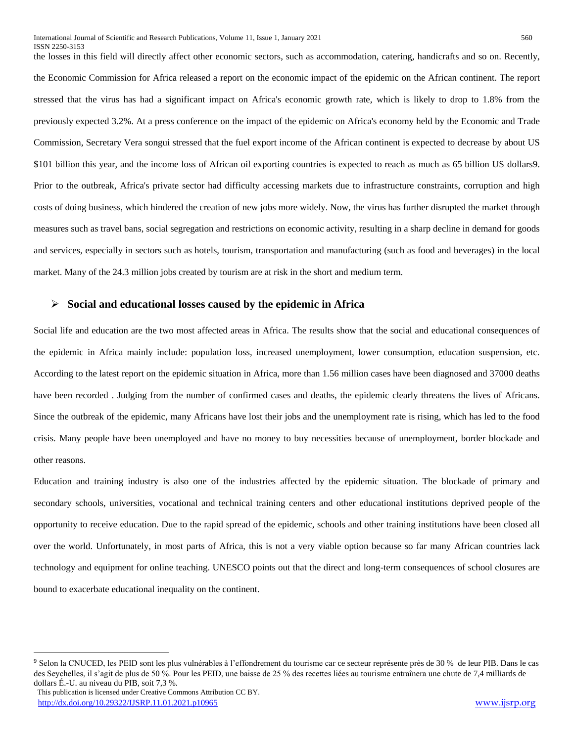the losses in this field will directly affect other economic sectors, such as accommodation, catering, handicrafts and so on. Recently, the Economic Commission for Africa released a report on the economic impact of the epidemic on the African continent. The report stressed that the virus has had a significant impact on Africa's economic growth rate, which is likely to drop to 1.8% from the previously expected 3.2%. At a press conference on the impact of the epidemic on Africa's economy held by the Economic and Trade Commission, Secretary Vera songui stressed that the fuel export income of the African continent is expected to decrease by about US $101 billion this year, and the income loss of African oil exporting countries is expected to reach as much as 65 billion US dollars[9]. Prior to the outbreak, Africa's private sector had difficulty accessing markets due to infrastructure constraints, corruption and high costs of doing business, which hindered the creation of new jobs more widely. Now, the virus has further disrupted the market through measures such as travel bans, social segregation and restrictions on economic activity, resulting in a sharp decline in demand for goods and services, especially in sectors such as hotels, tourism, transportation and manufacturing (such as food and beverages) in the local market. Many of the 24.3 million jobs created by tourism are at risk in the short and medium term.

### Social and educational losses caused by the epidemic in Africa

Social life and education are the two most affected areas in Africa. The results show that the social and educational consequences of the epidemic in Africa mainly include: population loss, increased unemployment, lower consumption, education suspension, etc. According to the latest report on the epidemic situation in Africa, more than 1.56 million cases have been diagnosed and 37000 deaths have been recorded . Judging from the number of confirmed cases and deaths, the epidemic clearly threatens the lives of Africans. Since the outbreak of the epidemic, many Africans have lost their jobs and the unemployment rate is rising, which has led to the food crisis. Many people have been unemployed and have no money to buy necessities because of unemployment, border blockade and other reasons.

Education and training industry is also one of the industries affected by the epidemic situation. The blockade of primary and secondary schools, universities, vocational and technical training centers and other educational institutions deprived people of the opportunity to receive education. Due to the rapid spread of the epidemic, schools and other training institutions have been closed all over the world. Unfortunately, in most parts of Africa, this is not a very viable option because so far many African countries lack technology and equipment for online teaching. UNESCO points out that the direct and long-term consequences of school closures are bound to exacerbate educational inequality on the continent.

---

[9] Selon la CNUCED, les PEID sont les plus vulnérables à l'effondrement du tourisme car ce secteur représente près de 30 % de leur PIB. Dans le cas des Seychelles, il s'agit de plus de 50 %. Pour les PEID, une baisse de 25 % des recettes liées au tourisme entraînera une chute de 7,4 milliards de dollars É.-U. au niveau du PIB, soit 7,3 %.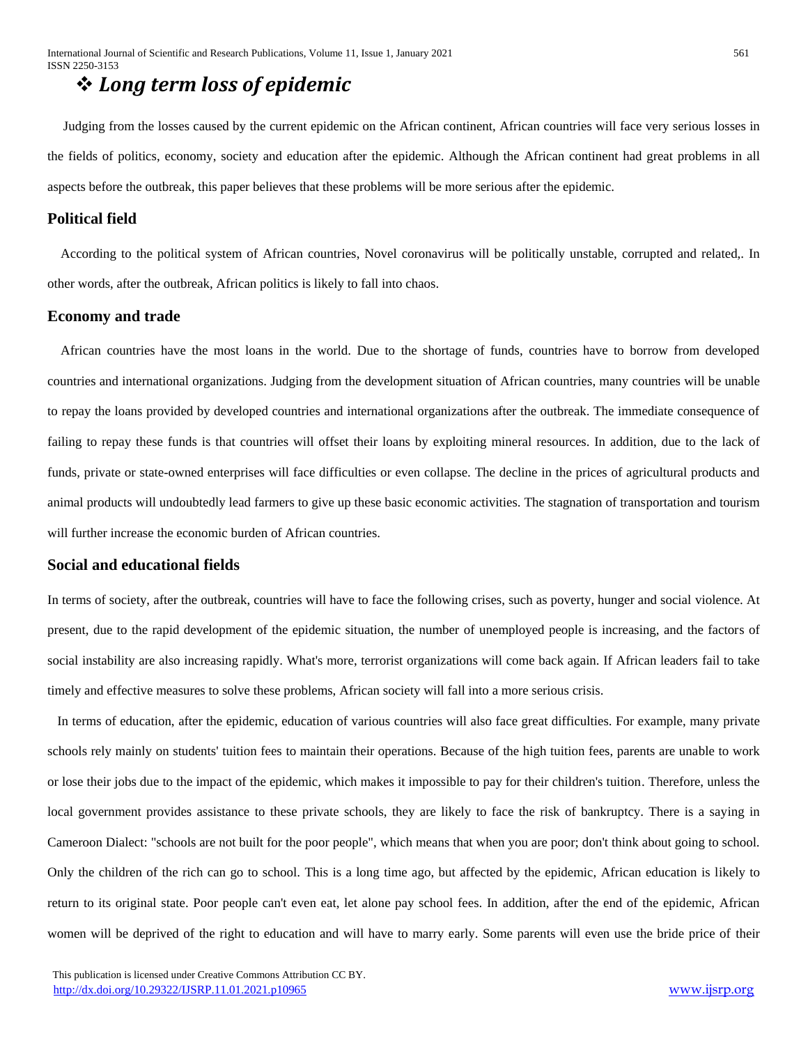## ❖ *Long term loss of epidemic*

Judging from the losses caused by the current epidemic on the African continent, African countries will face very serious losses in the fields of politics, economy, society and education after the epidemic. Although the African continent had great problems in all aspects before the outbreak, this paper believes that these problems will be more serious after the epidemic.

### Political field

According to the political system of African countries, Novel coronavirus will be politically unstable, corrupted and related,. In other words, after the outbreak, African politics is likely to fall into chaos.

### Economy and trade

African countries have the most loans in the world. Due to the shortage of funds, countries have to borrow from developed countries and international organizations. Judging from the development situation of African countries, many countries will be unable to repay the loans provided by developed countries and international organizations after the outbreak. The immediate consequence of failing to repay these funds is that countries will offset their loans by exploiting mineral resources. In addition, due to the lack of funds, private or state-owned enterprises will face difficulties or even collapse. The decline in the prices of agricultural products and animal products will undoubtedly lead farmers to give up these basic economic activities. The stagnation of transportation and tourism will further increase the economic burden of African countries.

### Social and educational fields

In terms of society, after the outbreak, countries will have to face the following crises, such as poverty, hunger and social violence. At present, due to the rapid development of the epidemic situation, the number of unemployed people is increasing, and the factors of social instability are also increasing rapidly. What's more, terrorist organizations will come back again. If African leaders fail to take timely and effective measures to solve these problems, African society will fall into a more serious crisis.

In terms of education, after the epidemic, education of various countries will also face great difficulties. For example, many private schools rely mainly on students' tuition fees to maintain their operations. Because of the high tuition fees, parents are unable to work or lose their jobs due to the impact of the epidemic, which makes it impossible to pay for their children's tuition. Therefore, unless the local government provides assistance to these private schools, they are likely to face the risk of bankruptcy. There is a saying in Cameroon Dialect: "schools are not built for the poor people", which means that when you are poor; don't think about going to school. Only the children of the rich can go to school. This is a long time ago, but affected by the epidemic, African education is likely to return to its original state. Poor people can't even eat, let alone pay school fees. In addition, after the end of the epidemic, African women will be deprived of the right to education and will have to marry early. Some parents will even use the bride price of their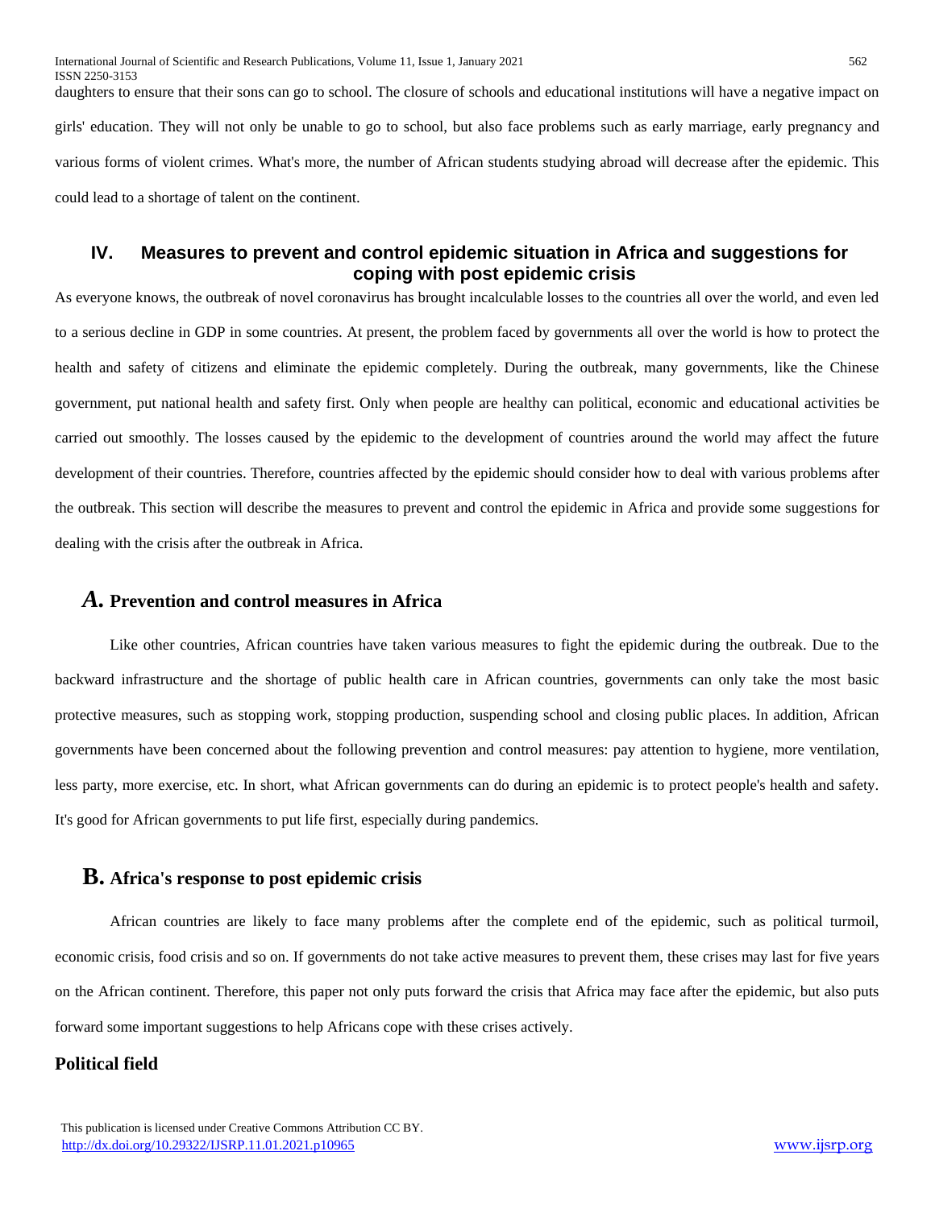daughters to ensure that their sons can go to school. The closure of schools and educational institutions will have a negative impact on girls' education. They will not only be unable to go to school, but also face problems such as early marriage, early pregnancy and various forms of violent crimes. What's more, the number of African students studying abroad will decrease after the epidemic. This could lead to a shortage of talent on the continent.

## IV. Measures to prevent and control epidemic situation in Africa and suggestions for coping with post epidemic crisis

As everyone knows, the outbreak of novel coronavirus has brought incalculable losses to the countries all over the world, and even led to a serious decline in GDP in some countries. At present, the problem faced by governments all over the world is how to protect the health and safety of citizens and eliminate the epidemic completely. During the outbreak, many governments, like the Chinese government, put national health and safety first. Only when people are healthy can political, economic and educational activities be carried out smoothly. The losses caused by the epidemic to the development of countries around the world may affect the future development of their countries. Therefore, countries affected by the epidemic should consider how to deal with various problems after the outbreak. This section will describe the measures to prevent and control the epidemic in Africa and provide some suggestions for dealing with the crisis after the outbreak in Africa.

### A. Prevention and control measures in Africa

Like other countries, African countries have taken various measures to fight the epidemic during the outbreak. Due to the backward infrastructure and the shortage of public health care in African countries, governments can only take the most basic protective measures, such as stopping work, stopping production, suspending school and closing public places. In addition, African governments have been concerned about the following prevention and control measures: pay attention to hygiene, more ventilation, less party, more exercise, etc. In short, what African governments can do during an epidemic is to protect people's health and safety. It's good for African governments to put life first, especially during pandemics.

### B. Africa's response to post epidemic crisis

African countries are likely to face many problems after the complete end of the epidemic, such as political turmoil, economic crisis, food crisis and so on. If governments do not take active measures to prevent them, these crises may last for five years on the African continent. Therefore, this paper not only puts forward the crisis that Africa may face after the epidemic, but also puts forward some important suggestions to help Africans cope with these crises actively.

#### Political field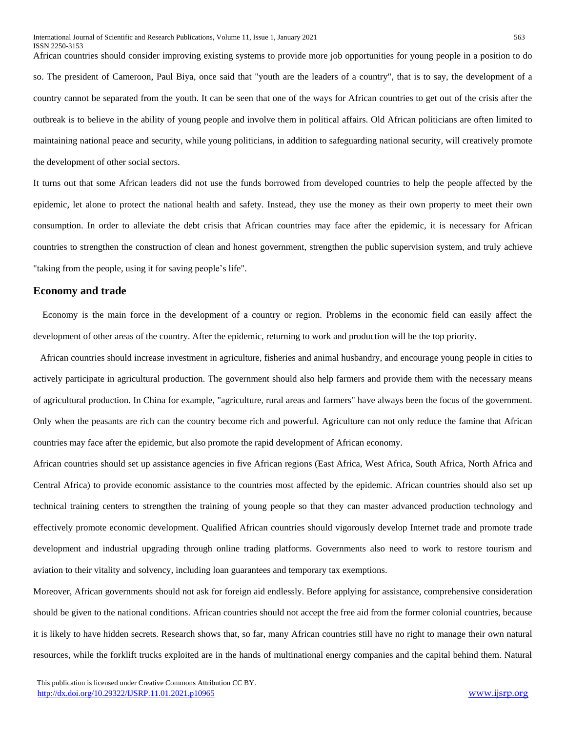African countries should consider improving existing systems to provide more job opportunities for young people in a position to do so. The president of Cameroon, Paul Biya, once said that "youth are the leaders of a country", that is to say, the development of a country cannot be separated from the youth. It can be seen that one of the ways for African countries to get out of the crisis after the outbreak is to believe in the ability of young people and involve them in political affairs. Old African politicians are often limited to maintaining national peace and security, while young politicians, in addition to safeguarding national security, will creatively promote the development of other social sectors.

It turns out that some African leaders did not use the funds borrowed from developed countries to help the people affected by the epidemic, let alone to protect the national health and safety. Instead, they use the money as their own property to meet their own consumption. In order to alleviate the debt crisis that African countries may face after the epidemic, it is necessary for African countries to strengthen the construction of clean and honest government, strengthen the public supervision system, and truly achieve "taking from the people, using it for saving people's life".

## Economy and trade

Economy is the main force in the development of a country or region. Problems in the economic field can easily affect the development of other areas of the country. After the epidemic, returning to work and production will be the top priority.

African countries should increase investment in agriculture, fisheries and animal husbandry, and encourage young people in cities to actively participate in agricultural production. The government should also help farmers and provide them with the necessary means of agricultural production. In China for example, "agriculture, rural areas and farmers" have always been the focus of the government. Only when the peasants are rich can the country become rich and powerful. Agriculture can not only reduce the famine that African countries may face after the epidemic, but also promote the rapid development of African economy.

African countries should set up assistance agencies in five African regions (East Africa, West Africa, South Africa, North Africa and Central Africa) to provide economic assistance to the countries most affected by the epidemic. African countries should also set up technical training centers to strengthen the training of young people so that they can master advanced production technology and effectively promote economic development. Qualified African countries should vigorously develop Internet trade and promote trade development and industrial upgrading through online trading platforms. Governments also need to work to restore tourism and aviation to their vitality and solvency, including loan guarantees and temporary tax exemptions.

Moreover, African governments should not ask for foreign aid endlessly. Before applying for assistance, comprehensive consideration should be given to the national conditions. African countries should not accept the free aid from the former colonial countries, because it is likely to have hidden secrets. Research shows that, so far, many African countries still have no right to manage their own natural resources, while the forklift trucks exploited are in the hands of multinational energy companies and the capital behind them. Natural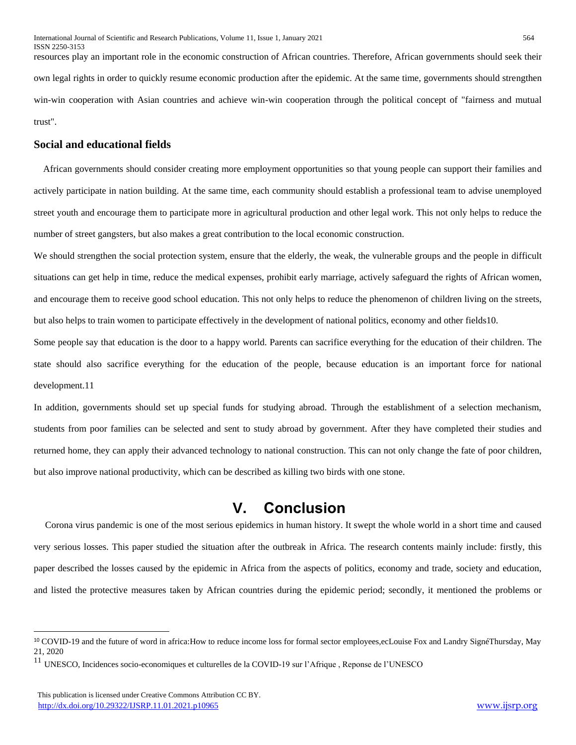resources play an important role in the economic construction of African countries. Therefore, African governments should seek their own legal rights in order to quickly resume economic production after the epidemic. At the same time, governments should strengthen win-win cooperation with Asian countries and achieve win-win cooperation through the political concept of "fairness and mutual trust".

### Social and educational fields

African governments should consider creating more employment opportunities so that young people can support their families and actively participate in nation building. At the same time, each community should establish a professional team to advise unemployed street youth and encourage them to participate more in agricultural production and other legal work. This not only helps to reduce the number of street gangsters, but also makes a great contribution to the local economic construction.

We should strengthen the social protection system, ensure that the elderly, the weak, the vulnerable groups and the people in difficult situations can get help in time, reduce the medical expenses, prohibit early marriage, actively safeguard the rights of African women, and encourage them to receive good school education. This not only helps to reduce the phenomenon of children living on the streets, but also helps to train women to participate effectively in the development of national politics, economy and other fields[10].

Some people say that education is the door to a happy world. Parents can sacrifice everything for the education of their children. The state should also sacrifice everything for the education of the people, because education is an important force for national development.[11]

In addition, governments should set up special funds for studying abroad. Through the establishment of a selection mechanism, students from poor families can be selected and sent to study abroad by government. After they have completed their studies and returned home, they can apply their advanced technology to national construction. This can not only change the fate of poor children, but also improve national productivity, which can be described as killing two birds with one stone.

## V. Conclusion

Corona virus pandemic is one of the most serious epidemics in human history. It swept the whole world in a short time and caused very serious losses. This paper studied the situation after the outbreak in Africa. The research contents mainly include: firstly, this paper described the losses caused by the epidemic in Africa from the aspects of politics, economy and trade, society and education, and listed the protective measures taken by African countries during the epidemic period; secondly, it mentioned the problems or

---

[10] COVID-19 and the future of word in africa:How to reduce income loss for formal sector employees,ecLouise Fox and Landry SignéThursday, May 21, 2020

[11] UNESCO, Incidences socio-economiques et culturelles de la COVID-19 sur l'Afrique , Reponse de l'UNESCO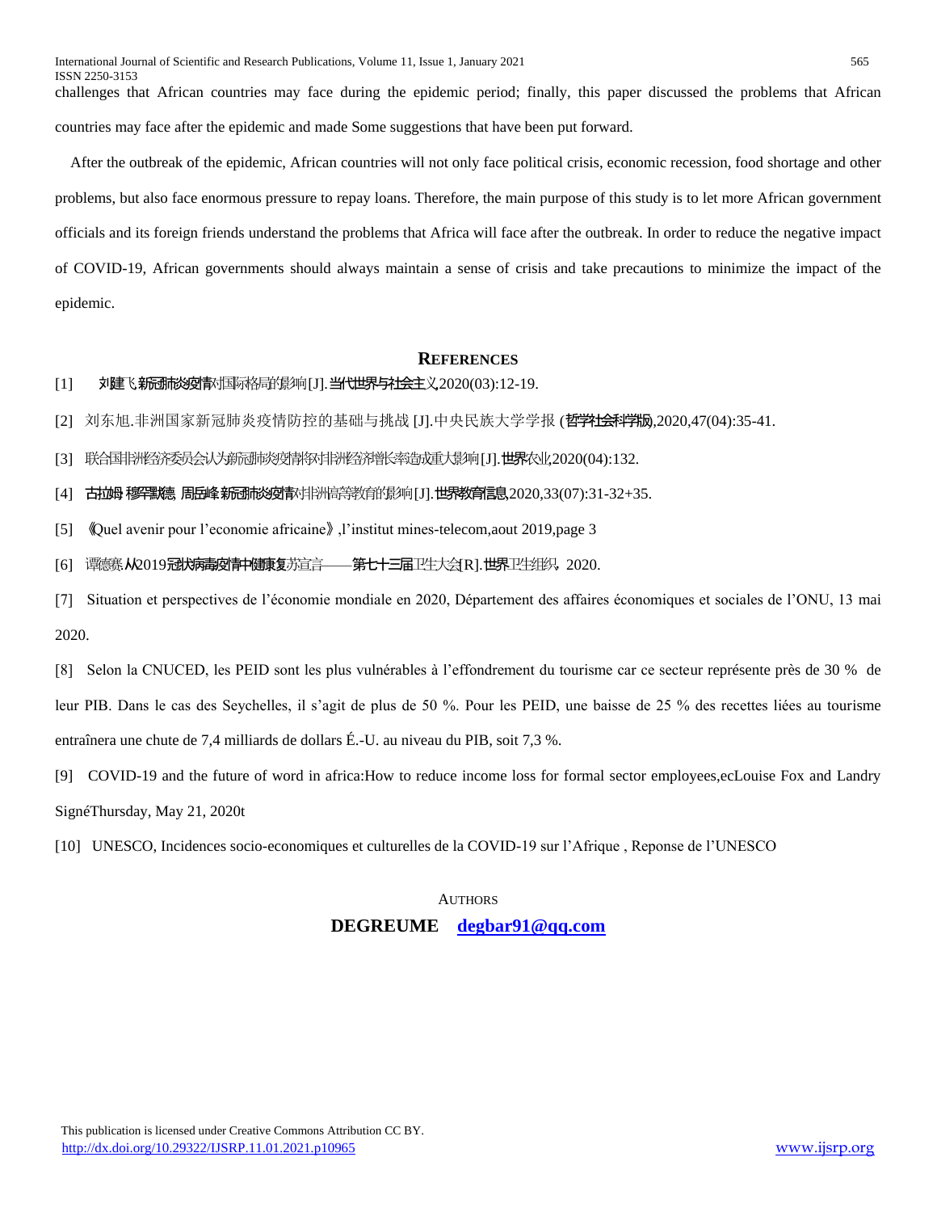challenges that African countries may face during the epidemic period; finally, this paper discussed the problems that African countries may face after the epidemic and made Some suggestions that have been put forward.

After the outbreak of the epidemic, African countries will not only face political crisis, economic recession, food shortage and other problems, but also face enormous pressure to repay loans. Therefore, the main purpose of this study is to let more African government officials and its foreign friends understand the problems that Africa will face after the outbreak. In order to reduce the negative impact of COVID-19, African governments should always maintain a sense of crisis and take precautions to minimize the impact of the epidemic.

## REFERENCES

[1] 刘建飞.新冠肺炎疫情对国际格局的影响[J].当代世界与社会主义,2020(03):12-19.

[2] 刘东旭.非洲国家新冠肺炎疫情防控的基础与挑战 [J].中央民族大学学报 (哲学社会科学版),2020,47(04):35-41.

[3] 联合国非洲经济委员会认为新冠肺炎疫情将对非洲经济增长率造成重大影响[J].世界农业,2020(04):132.

[4] 古拉姆·穆罕默德, 周岳峰.新冠肺炎疫情对非洲高等教育的影响[J].世界教育信息,2020,33(07):31-32+35.

[5] 《Quel avenir pour l'economie africaine》,l'institut mines-telecom,aout 2019,page 3

[6] 谭德塞.从2019冠状病毒疫情中健康复苏宣言——第七十三届卫生大会[R].世界卫生组织, 2020.

[7] Situation et perspectives de l'économie mondiale en 2020, Département des affaires économiques et sociales de l'ONU, 13 mai 2020.

[8] Selon la CNUCED, les PEID sont les plus vulnérables à l'effondrement du tourisme car ce secteur représente près de 30 % de leur PIB. Dans le cas des Seychelles, il s'agit de plus de 50 %. Pour les PEID, une baisse de 25 % des recettes liées au tourisme entraînera une chute de 7,4 milliards de dollars É.-U. au niveau du PIB, soit 7,3 %.

[9] COVID-19 and the future of word in africa:How to reduce income loss for formal sector employees,ecLouise Fox and Landry SignéThursday, May 21, 2020t

[10] UNESCO, Incidences socio-economiques et culturelles de la COVID-19 sur l'Afrique , Reponse de l'UNESCO

AUTHORS

**DEGREUME** **degbar91@qq.com**

This publication is licensed under Creative Commons Attribution CC BY.
http://dx.doi.org/10.29322/IJSRP.11.01.2021.p10965